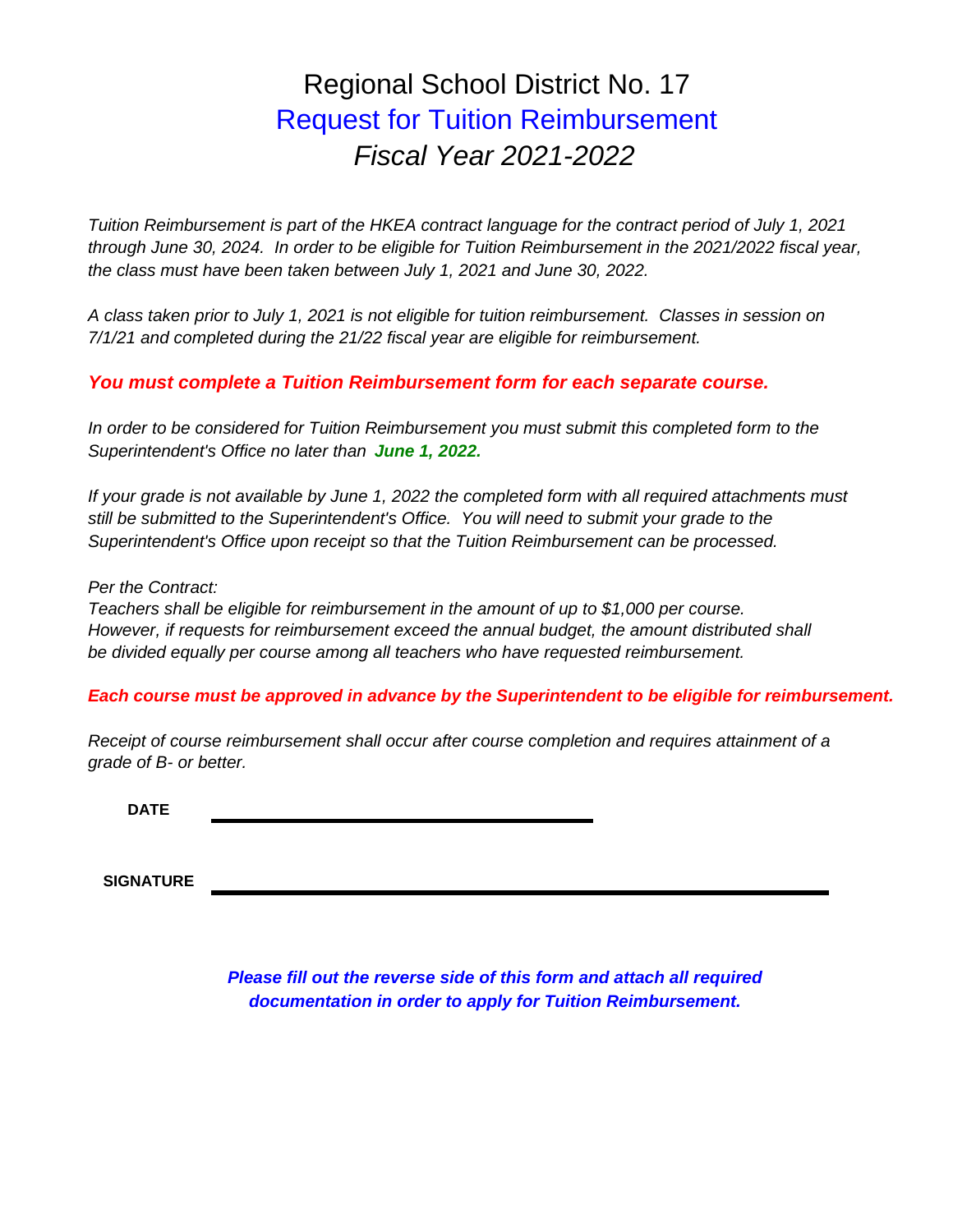# Regional School District No. 17

## Request for Tuition Reimbursement

### *Fiscal Year 2021-2022*

*Tuition Reimbursement is part of the HKEA contract language for the contract period of July 1, 2021 through June 30, 2024. In order to be eligible for Tuition Reimbursement in the 2021/2022 fiscal year, the class must have been taken between July 1, 2021 and June 30, 2022.*

*A class taken prior to July 1, 2021 is not eligible for tuition reimbursement. Classes in session on 7/1/21 and completed during the 21/22 fiscal year are eligible for reimbursement.*

***You must complete a Tuition Reimbursement form for each separate course.***

*In order to be considered for Tuition Reimbursement you must submit this completed form to the Superintendent's Office no later than **June 1, 2022.***

*If your grade is not available by June 1, 2022 the completed form with all required attachments must still be submitted to the Superintendent's Office. You will need to submit your grade to the Superintendent's Office upon receipt so that the Tuition Reimbursement can be processed.*

*Per the Contract:*
*Teachers shall be eligible for reimbursement in the amount of up to $1,000 per course. However, if requests for reimbursement exceed the annual budget, the amount distributed shall be divided equally per course among all teachers who have requested reimbursement.*

***Each course must be approved in advance by the Superintendent to be eligible for reimbursement.***

*Receipt of course reimbursement shall occur after course completion and requires attainment of a grade of B- or better.*

**DATE** ______________________________

**SIGNATURE** ______________________________________________

***Please fill out the reverse side of this form and attach all required documentation in order to apply for Tuition Reimbursement.***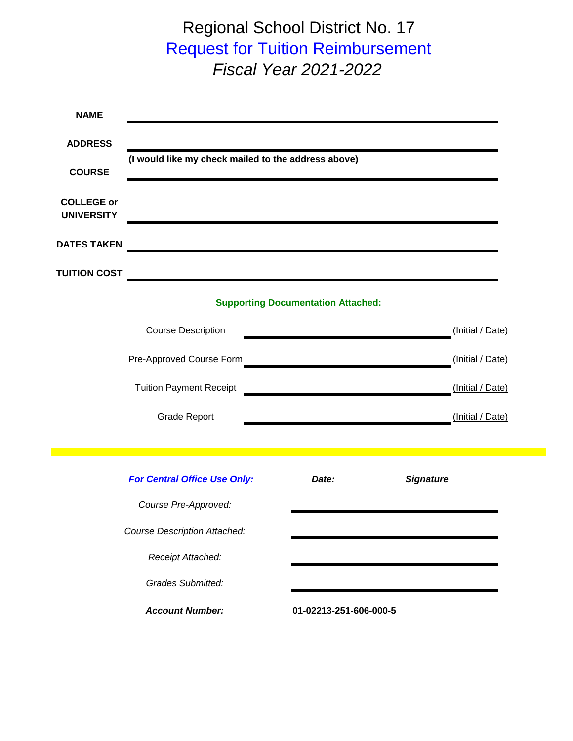# Regional School District No. 17

## Request for Tuition Reimbursement

### *Fiscal Year 2021-2022*

**NAME** ______________________________

**ADDRESS** ______________________________

**(I would like my check mailed to the address above)**

**COURSE** ______________________________

**COLLEGE or UNIVERSITY** ______________________________

**DATES TAKEN** ______________________________

**TUITION COST** ______________________________

**Supporting Documentation Attached:**

Course Description ______________________________ (Initial / Date)

Pre-Approved Course Form ______________________________ (Initial / Date)

Tuition Payment Receipt ______________________________ (Initial / Date)

Grade Report ______________________________ (Initial / Date)

---

| ***For Central Office Use Only:*** | ***Date:*** | ***Signature*** |
|---|---|---|
| *Course Pre-Approved:* | | |
| *Course Description Attached:* | | |
| *Receipt Attached:* | | |
| *Grades Submitted:* | | |
| ***Account Number:*** | **01-02213-251-606-000-5** | |